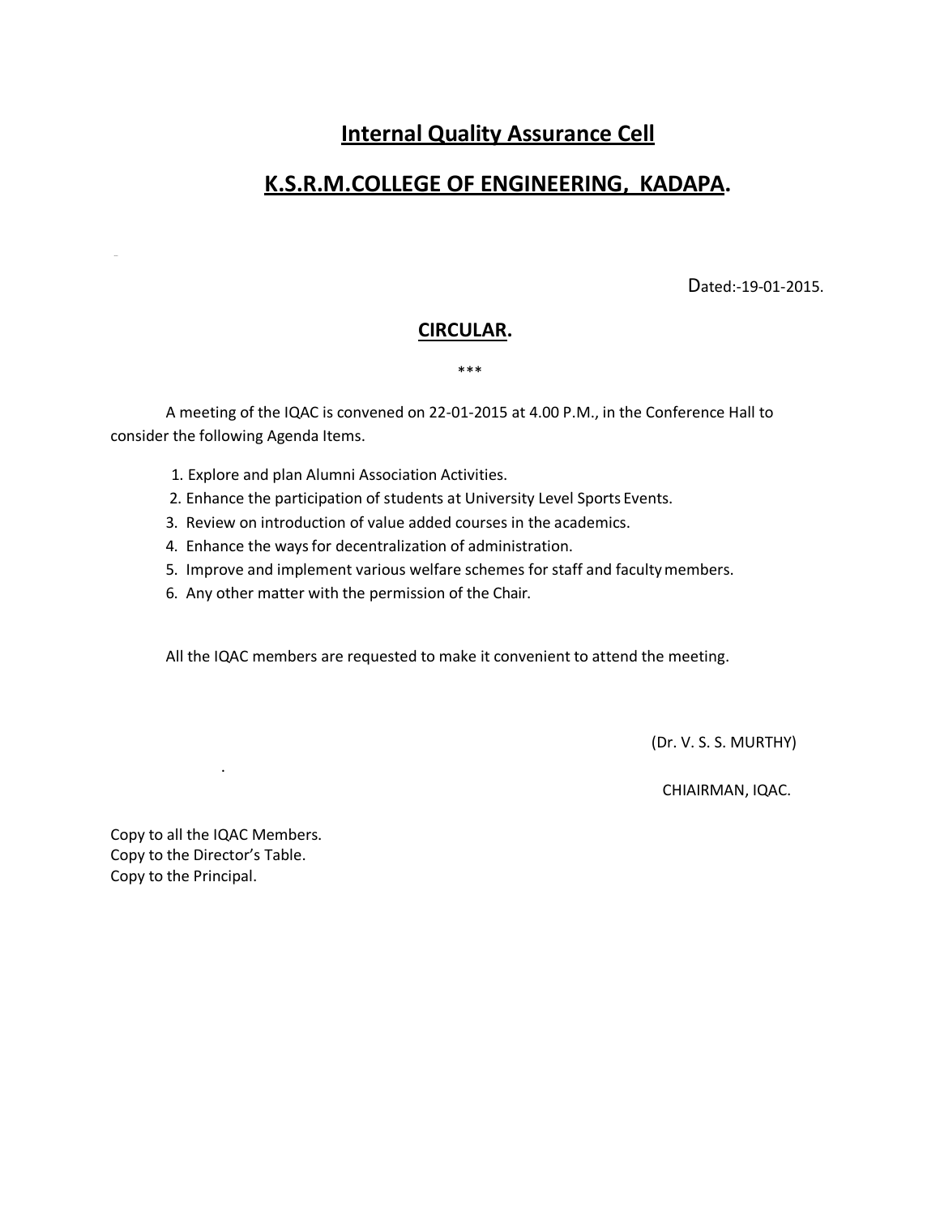# Internal Quality Assurance Cell

# K.S.R.M.COLLEGE OF ENGINEERING, KADAPA.

Dated:-19-01-2015.

## CIRCULAR.

\*\*\*

A meeting of the IQAC is convened on 22-01-2015 at 4.00 P.M., in the Conference Hall to consider the following Agenda Items.

1. Explore and plan Alumni Association Activities.
2. Enhance the participation of students at University Level Sports Events.
3. Review on introduction of value added courses in the academics.
4. Enhance the ways for decentralization of administration.
5. Improve and implement various welfare schemes for staff and faculty members.
6. Any other matter with the permission of the Chair.

All the IQAC members are requested to make it convenient to attend the meeting.

(Dr. V. S. S. MURTHY)

CHIAIRMAN, IQAC.

Copy to all the IQAC Members.
Copy to the Director's Table.
Copy to the Principal.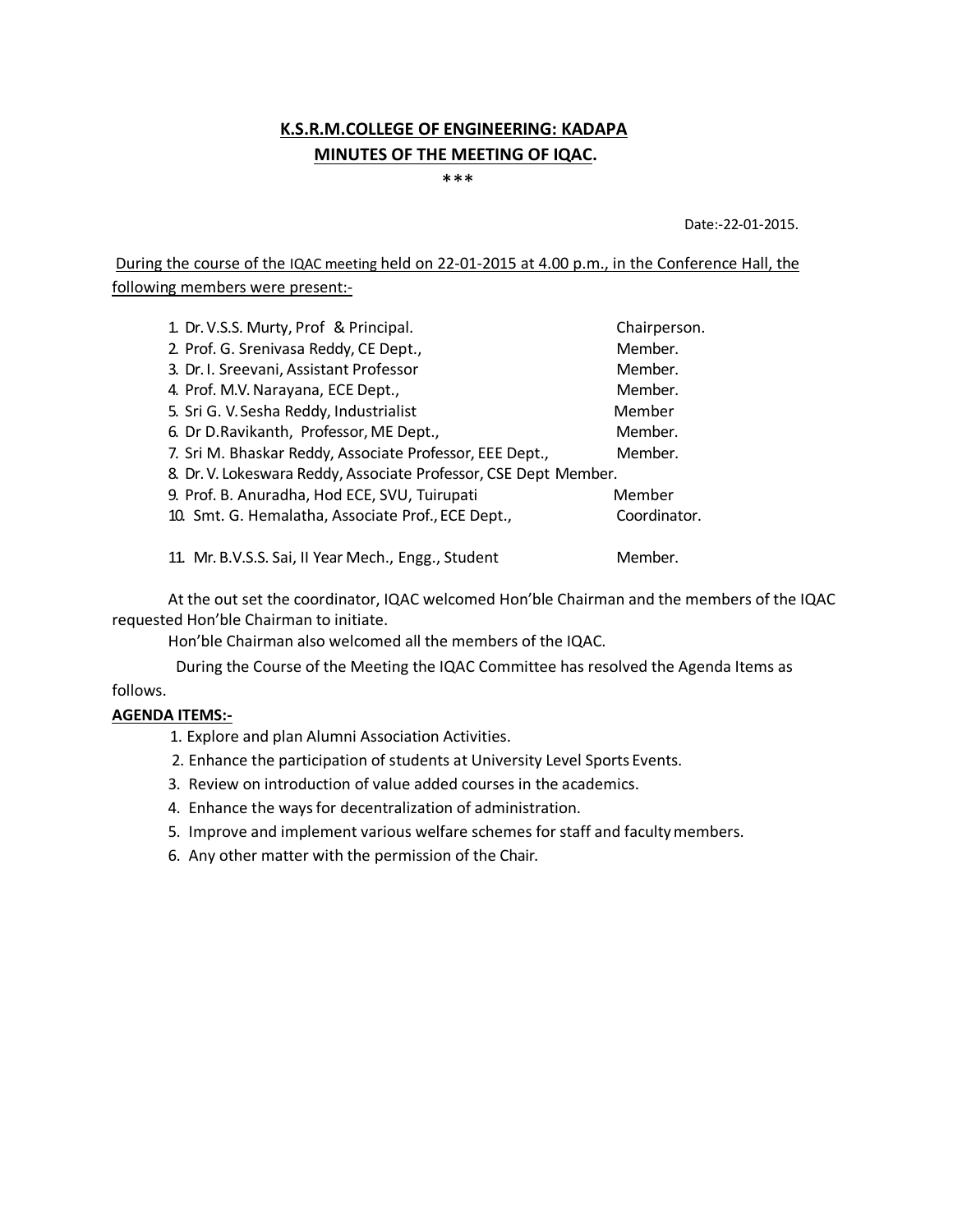**K.S.R.M.COLLEGE OF ENGINEERING: KADAPA**

**MINUTES OF THE MEETING OF IQAC.**

\*\*\*

Date:-22-01-2015.

During the course of the IQAC meeting held on 22-01-2015 at 4.00 p.m., in the Conference Hall, the following members were present:-

| | |
|---|---|
| 1. Dr. V.S.S. Murty, Prof & Principal. | Chairperson. |
| 2. Prof. G. Srenivasa Reddy, CE Dept., | Member. |
| 3. Dr. I. Sreevani, Assistant Professor | Member. |
| 4. Prof. M.V. Narayana, ECE Dept., | Member. |
| 5. Sri G. V. Sesha Reddy, Industrialist | Member |
| 6. Dr D.Ravikanth, Professor, ME Dept., | Member. |
| 7. Sri M. Bhaskar Reddy, Associate Professor, EEE Dept., | Member. |
| 8. Dr. V. Lokeswara Reddy, Associate Professor, CSE Dept | Member. |
| 9. Prof. B. Anuradha, Hod ECE, SVU, Tuirupati | Member |
| 10. Smt. G. Hemalatha, Associate Prof., ECE Dept., | Coordinator. |
| 11. Mr. B.V.S.S. Sai, II Year Mech., Engg., Student | Member. |

At the out set the coordinator, IQAC welcomed Hon'ble Chairman and the members of the IQAC requested Hon'ble Chairman to initiate.

Hon'ble Chairman also welcomed all the members of the IQAC.

During the Course of the Meeting the IQAC Committee has resolved the Agenda Items as follows.

**AGENDA ITEMS:-**

1. Explore and plan Alumni Association Activities.
2. Enhance the participation of students at University Level Sports Events.
3. Review on introduction of value added courses in the academics.
4. Enhance the ways for decentralization of administration.
5. Improve and implement various welfare schemes for staff and faculty members.
6. Any other matter with the permission of the Chair.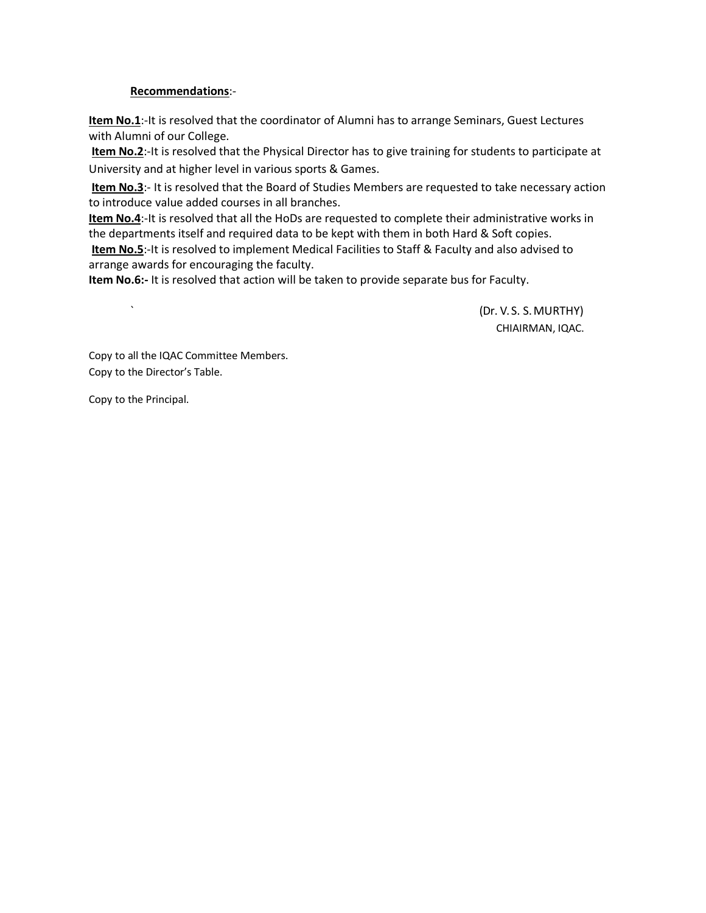**Recommendations**:-

**Item No.1**:-It is resolved that the coordinator of Alumni has to arrange Seminars, Guest Lectures with Alumni of our College.

**Item No.2**:-It is resolved that the Physical Director has to give training for students to participate at University and at higher level in various sports & Games.

**Item No.3**:- It is resolved that the Board of Studies Members are requested to take necessary action to introduce value added courses in all branches.

**Item No.4**:-It is resolved that all the HoDs are requested to complete their administrative works in the departments itself and required data to be kept with them in both Hard & Soft copies.

**Item No.5**:-It is resolved to implement Medical Facilities to Staff & Faculty and also advised to arrange awards for encouraging the faculty.

**Item No.6:-** It is resolved that action will be taken to provide separate bus for Faculty.

(Dr. V. S. S. MURTHY)
CHIAIRMAN, IQAC.

Copy to all the IQAC Committee Members.
Copy to the Director's Table.

Copy to the Principal.